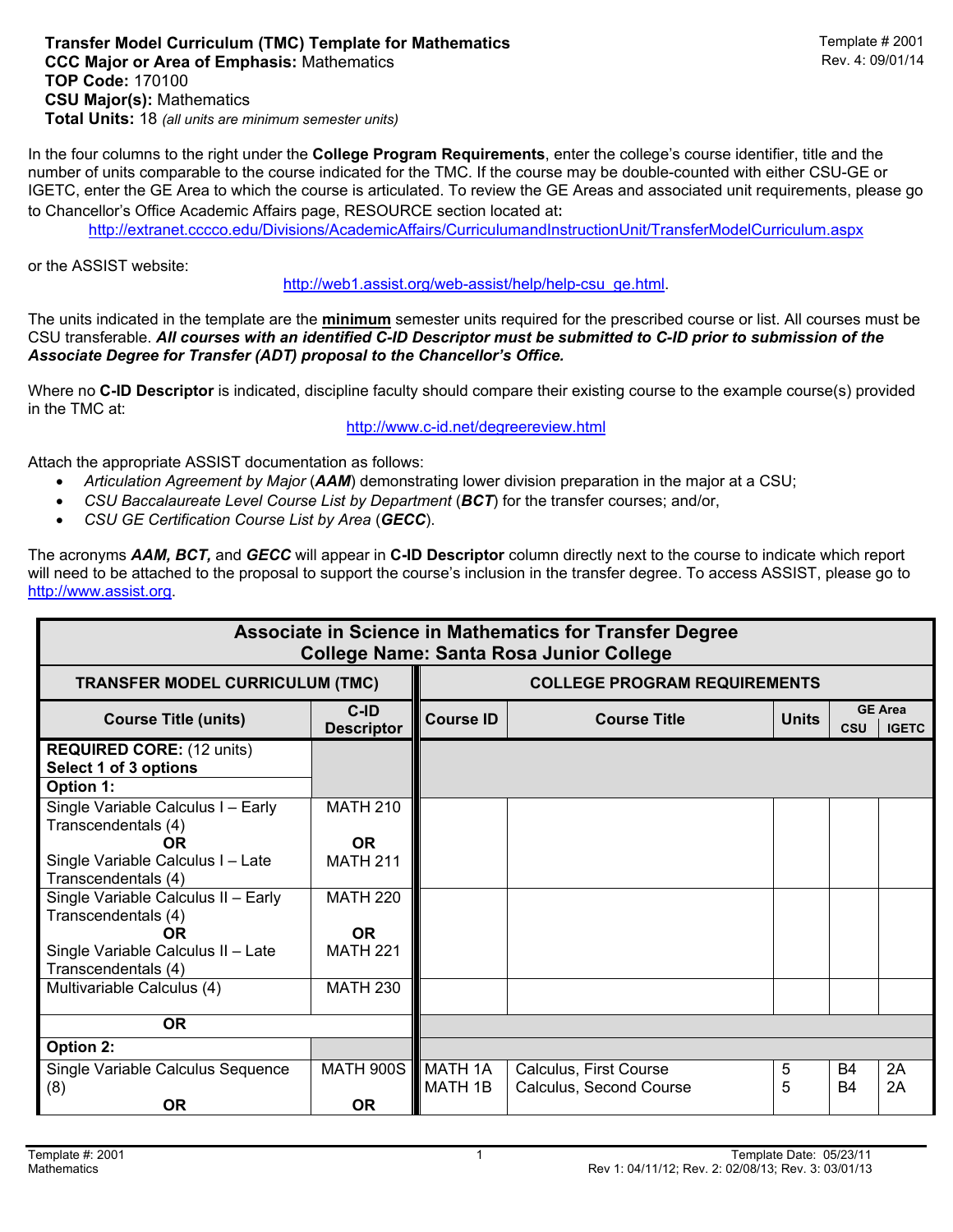**Transfer Model Curriculum (TMC) Template for Mathematics**
**CCC Major or Area of Emphasis:** Mathematics
**TOP Code:** 170100
**CSU Major(s):** Mathematics
**Total Units:** 18 *(all units are minimum semester units)*

Template # 2001
Rev. 4: 09/01/14

In the four columns to the right under the **College Program Requirements**, enter the college's course identifier, title and the number of units comparable to the course indicated for the TMC. If the course may be double-counted with either CSU-GE or IGETC, enter the GE Area to which the course is articulated. To review the GE Areas and associated unit requirements, please go to Chancellor's Office Academic Affairs page, RESOURCE section located at**:**

http://extranet.cccco.edu/Divisions/AcademicAffairs/CurriculumandInstructionUnit/TransferModelCurriculum.aspx

or the ASSIST website:

http://web1.assist.org/web-assist/help/help-csu_ge.html.

The units indicated in the template are the **minimum** semester units required for the prescribed course or list. All courses must be CSU transferable. ***All courses with an identified C-ID Descriptor must be submitted to C-ID prior to submission of the Associate Degree for Transfer (ADT) proposal to the Chancellor's Office.***

Where no **C-ID Descriptor** is indicated, discipline faculty should compare their existing course to the example course(s) provided in the TMC at:

http://www.c-id.net/degreereview.html

Attach the appropriate ASSIST documentation as follows:

- *Articulation Agreement by Major* (***AAM***) demonstrating lower division preparation in the major at a CSU;
- *CSU Baccalaureate Level Course List by Department* (***BCT***) for the transfer courses; and/or,
- *CSU GE Certification Course List by Area* (***GECC***).

The acronyms ***AAM, BCT,*** and ***GECC*** will appear in **C-ID Descriptor** column directly next to the course to indicate which report will need to be attached to the proposal to support the course's inclusion in the transfer degree. To access ASSIST, please go to http://www.assist.org.

**Associate in Science in Mathematics for Transfer Degree**
**College Name: Santa Rosa Junior College**

| TRANSFER MODEL CURRICULUM (TMC) | | COLLEGE PROGRAM REQUIREMENTS | | | | |
|---|---|---|---|---|---|---|
| **Course Title (units)** | **C-ID Descriptor** | **Course ID** | **Course Title** | **Units** | **GE Area CSU** | **GE Area IGETC** |
| **REQUIRED CORE:** (12 units) **Select 1 of 3 options** | | | | | | |
| **Option 1:** | | | | | | |
| Single Variable Calculus I – Early Transcendentals (4) **OR** Single Variable Calculus I – Late Transcendentals (4) | MATH 210 **OR** MATH 211 | | | | | |
| Single Variable Calculus II – Early Transcendentals (4) **OR** Single Variable Calculus II – Late Transcendentals (4) | MATH 220 **OR** MATH 221 | | | | | |
| Multivariable Calculus (4) | MATH 230 | | | | | |
| **OR** | | | | | | |
| **Option 2:** | | | | | | |
| Single Variable Calculus Sequence (8) **OR** | MATH 900S **OR** | MATH 1A MATH 1B | Calculus, First Course Calculus, Second Course | 5 5 | B4 B4 | 2A 2A |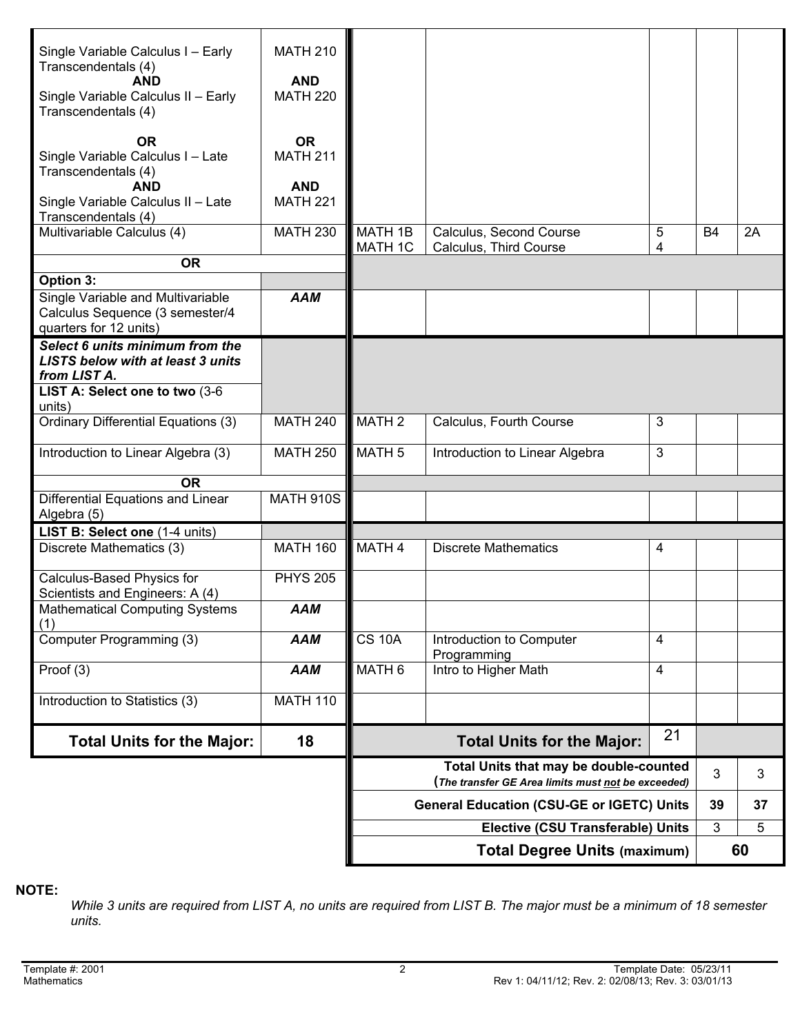| | | | | | | |
|---|---|---|---|---|---|---|
| Single Variable Calculus I – Early Transcendentals (4)<br>**AND**<br>Single Variable Calculus II – Early Transcendentals (4)<br><br>**OR**<br>Single Variable Calculus I – Late Transcendentals (4)<br>**AND**<br>Single Variable Calculus II – Late Transcendentals (4) | MATH 210<br>**AND**<br>MATH 220<br><br>**OR**<br>MATH 211<br>**AND**<br>MATH 221 | | | | | |
| Multivariable Calculus (4) | MATH 230 | MATH 1B<br>MATH 1C | Calculus, Second Course<br>Calculus, Third Course | 5<br>4 | B4 | 2A |
| **OR** | | | | | | |
| **Option 3:** | | | | | | |
| Single Variable and Multivariable Calculus Sequence (3 semester/4 quarters for 12 units) | ***AAM*** | | | | | |
| ***Select 6 units minimum from the LISTS below with at least 3 units from LIST A.***<br>**LIST A: Select one to two** (3-6 units) | | | | | | |
| Ordinary Differential Equations (3) | MATH 240 | MATH 2 | Calculus, Fourth Course | 3 | | |
| Introduction to Linear Algebra (3) | MATH 250 | MATH 5 | Introduction to Linear Algebra | 3 | | |
| **OR** | | | | | | |
| Differential Equations and Linear Algebra (5) | MATH 910S | | | | | |
| **LIST B: Select one** (1-4 units) | | | | | | |
| Discrete Mathematics (3) | MATH 160 | MATH 4 | Discrete Mathematics | 4 | | |
| Calculus-Based Physics for Scientists and Engineers: A (4) | PHYS 205 | | | | | |
| Mathematical Computing Systems (1) | ***AAM*** | | | | | |
| Computer Programming (3) | ***AAM*** | CS 10A | Introduction to Computer Programming | 4 | | |
| Proof (3) | ***AAM*** | MATH 6 | Intro to Higher Math | 4 | | |
| Introduction to Statistics (3) | MATH 110 | | | | | |
| **Total Units for the Major:** | **18** | | **Total Units for the Major:** | 21 | | |
| | | | **Total Units that may be double-counted** (*The transfer GE Area limits must not be exceeded*) | | 3 | 3 |
| | | | **General Education (CSU-GE or IGETC) Units** | | **39** | **37** |
| | | | **Elective (CSU Transferable) Units** | | 3 | 5 |
| | | | **Total Degree Units (maximum)** | | **60** | |

**NOTE:**

*While 3 units are required from LIST A, no units are required from LIST B. The major must be a minimum of 18 semester units.*

Template #: 2001
Mathematics

Template Date: 05/23/11
Rev 1: 04/11/12; Rev. 2: 02/08/13; Rev. 3: 03/01/13